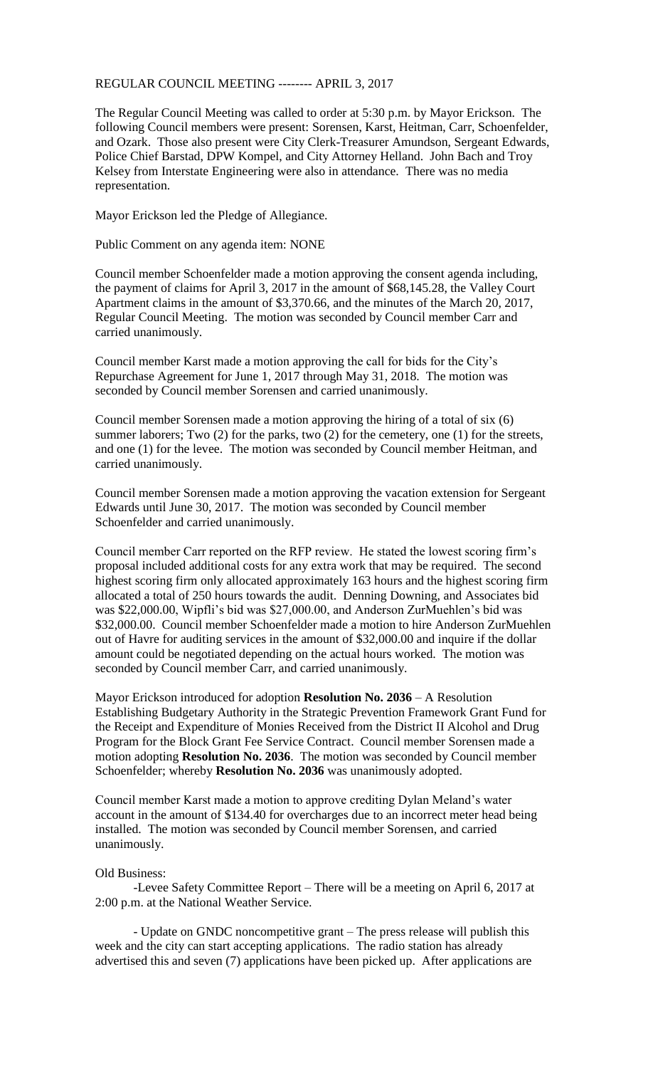REGULAR COUNCIL MEETING -------- APRIL 3, 2017

The Regular Council Meeting was called to order at 5:30 p.m. by Mayor Erickson. The following Council members were present: Sorensen, Karst, Heitman, Carr, Schoenfelder, and Ozark. Those also present were City Clerk-Treasurer Amundson, Sergeant Edwards, Police Chief Barstad, DPW Kompel, and City Attorney Helland. John Bach and Troy Kelsey from Interstate Engineering were also in attendance. There was no media representation.

Mayor Erickson led the Pledge of Allegiance.

Public Comment on any agenda item: NONE

Council member Schoenfelder made a motion approving the consent agenda including, the payment of claims for April 3, 2017 in the amount of $68,145.28, the Valley Court Apartment claims in the amount of $3,370.66, and the minutes of the March 20, 2017, Regular Council Meeting. The motion was seconded by Council member Carr and carried unanimously.

Council member Karst made a motion approving the call for bids for the City's Repurchase Agreement for June 1, 2017 through May 31, 2018. The motion was seconded by Council member Sorensen and carried unanimously.

Council member Sorensen made a motion approving the hiring of a total of six (6) summer laborers; Two (2) for the parks, two (2) for the cemetery, one (1) for the streets, and one (1) for the levee. The motion was seconded by Council member Heitman, and carried unanimously.

Council member Sorensen made a motion approving the vacation extension for Sergeant Edwards until June 30, 2017. The motion was seconded by Council member Schoenfelder and carried unanimously.

Council member Carr reported on the RFP review. He stated the lowest scoring firm's proposal included additional costs for any extra work that may be required. The second highest scoring firm only allocated approximately 163 hours and the highest scoring firm allocated a total of 250 hours towards the audit. Denning Downing, and Associates bid was $22,000.00, Wipfli's bid was $27,000.00, and Anderson ZurMuehlen's bid was $32,000.00. Council member Schoenfelder made a motion to hire Anderson ZurMuehlen out of Havre for auditing services in the amount of $32,000.00 and inquire if the dollar amount could be negotiated depending on the actual hours worked. The motion was seconded by Council member Carr, and carried unanimously.

Mayor Erickson introduced for adoption **Resolution No. 2036** – A Resolution Establishing Budgetary Authority in the Strategic Prevention Framework Grant Fund for the Receipt and Expenditure of Monies Received from the District II Alcohol and Drug Program for the Block Grant Fee Service Contract. Council member Sorensen made a motion adopting **Resolution No. 2036**. The motion was seconded by Council member Schoenfelder; whereby **Resolution No. 2036** was unanimously adopted.

Council member Karst made a motion to approve crediting Dylan Meland's water account in the amount of $134.40 for overcharges due to an incorrect meter head being installed. The motion was seconded by Council member Sorensen, and carried unanimously.

Old Business:

-Levee Safety Committee Report – There will be a meeting on April 6, 2017 at 2:00 p.m. at the National Weather Service.

- Update on GNDC noncompetitive grant – The press release will publish this week and the city can start accepting applications. The radio station has already advertised this and seven (7) applications have been picked up. After applications are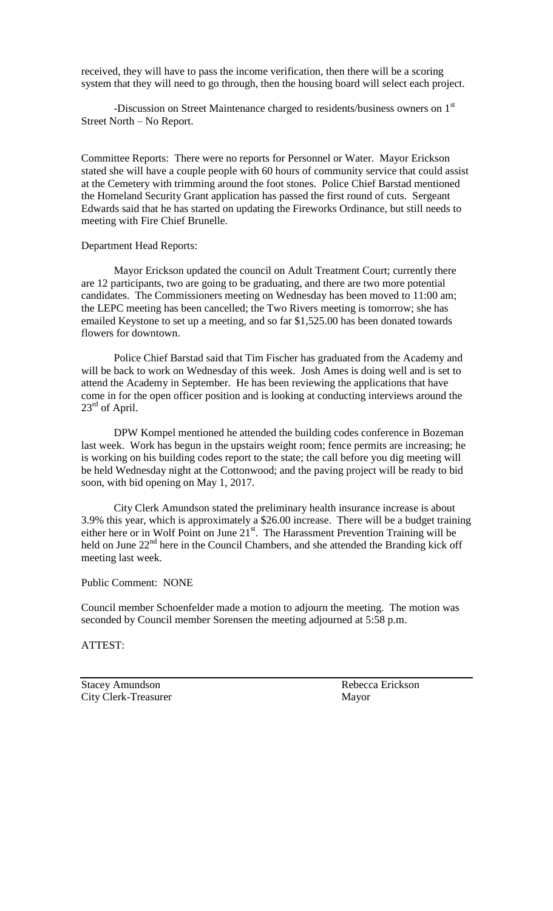received, they will have to pass the income verification, then there will be a scoring system that they will need to go through, then the housing board will select each project.

-Discussion on Street Maintenance charged to residents/business owners on 1st Street North – No Report.

Committee Reports: There were no reports for Personnel or Water. Mayor Erickson stated she will have a couple people with 60 hours of community service that could assist at the Cemetery with trimming around the foot stones. Police Chief Barstad mentioned the Homeland Security Grant application has passed the first round of cuts. Sergeant Edwards said that he has started on updating the Fireworks Ordinance, but still needs to meeting with Fire Chief Brunelle.

Department Head Reports:

Mayor Erickson updated the council on Adult Treatment Court; currently there are 12 participants, two are going to be graduating, and there are two more potential candidates. The Commissioners meeting on Wednesday has been moved to 11:00 am; the LEPC meeting has been cancelled; the Two Rivers meeting is tomorrow; she has emailed Keystone to set up a meeting, and so far $1,525.00 has been donated towards flowers for downtown.

Police Chief Barstad said that Tim Fischer has graduated from the Academy and will be back to work on Wednesday of this week. Josh Ames is doing well and is set to attend the Academy in September. He has been reviewing the applications that have come in for the open officer position and is looking at conducting interviews around the 23rd of April.

DPW Kompel mentioned he attended the building codes conference in Bozeman last week. Work has begun in the upstairs weight room; fence permits are increasing; he is working on his building codes report to the state; the call before you dig meeting will be held Wednesday night at the Cottonwood; and the paving project will be ready to bid soon, with bid opening on May 1, 2017.

City Clerk Amundson stated the preliminary health insurance increase is about 3.9% this year, which is approximately a $26.00 increase. There will be a budget training either here or in Wolf Point on June 21st. The Harassment Prevention Training will be held on June 22nd here in the Council Chambers, and she attended the Branding kick off meeting last week.

Public Comment: NONE

Council member Schoenfelder made a motion to adjourn the meeting. The motion was seconded by Council member Sorensen the meeting adjourned at 5:58 p.m.

ATTEST:

Stacey Amundson
City Clerk-Treasurer

Rebecca Erickson
Mayor